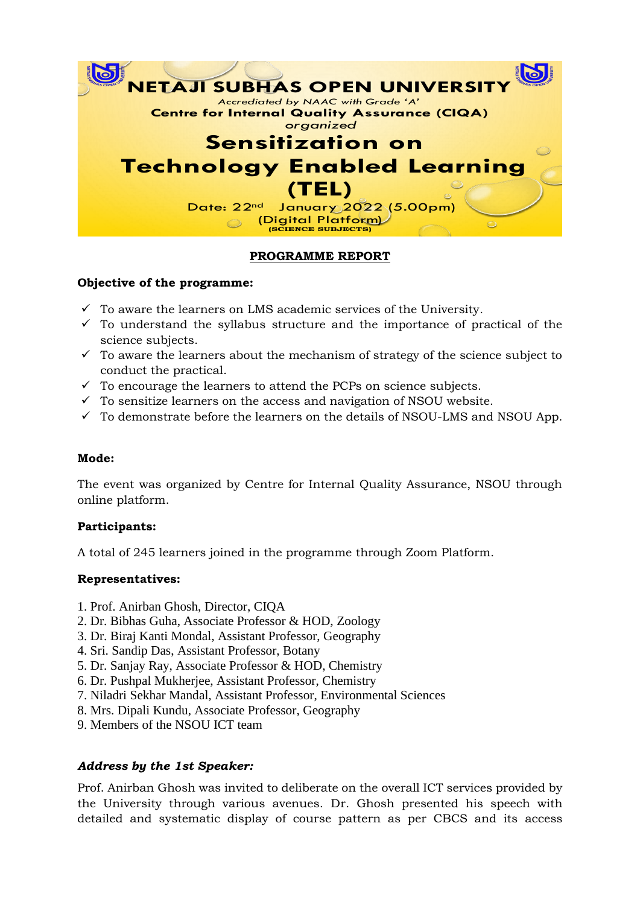# NETAJI SUBHAS OPEN UNIVERSITY

*Accrediated by NAAC with Grade 'A'*

**Centre for Internal Quality Assurance (CIQA)**

*organized*

## Sensitization on Technology Enabled Learning (TEL)

Date: 22nd January 2022 (5.00pm)

(Digital Platform)

(SCIENCE SUBJECTS)

**PROGRAMME REPORT**

**Objective of the programme:**

- ✓ To aware the learners on LMS academic services of the University.
- ✓ To understand the syllabus structure and the importance of practical of the science subjects.
- ✓ To aware the learners about the mechanism of strategy of the science subject to conduct the practical.
- ✓ To encourage the learners to attend the PCPs on science subjects.
- ✓ To sensitize learners on the access and navigation of NSOU website.
- ✓ To demonstrate before the learners on the details of NSOU-LMS and NSOU App.

**Mode:**

The event was organized by Centre for Internal Quality Assurance, NSOU through online platform.

**Participants:**

A total of 245 learners joined in the programme through Zoom Platform.

**Representatives:**

1. Prof. Anirban Ghosh, Director, CIQA
2. Dr. Bibhas Guha, Associate Professor & HOD, Zoology
3. Dr. Biraj Kanti Mondal, Assistant Professor, Geography
4. Sri. Sandip Das, Assistant Professor, Botany
5. Dr. Sanjay Ray, Associate Professor & HOD, Chemistry
6. Dr. Pushpal Mukherjee, Assistant Professor, Chemistry
7. Niladri Sekhar Mandal, Assistant Professor, Environmental Sciences
8. Mrs. Dipali Kundu, Associate Professor, Geography
9. Members of the NSOU ICT team

***Address by the 1st Speaker:***

Prof. Anirban Ghosh was invited to deliberate on the overall ICT services provided by the University through various avenues. Dr. Ghosh presented his speech with detailed and systematic display of course pattern as per CBCS and its access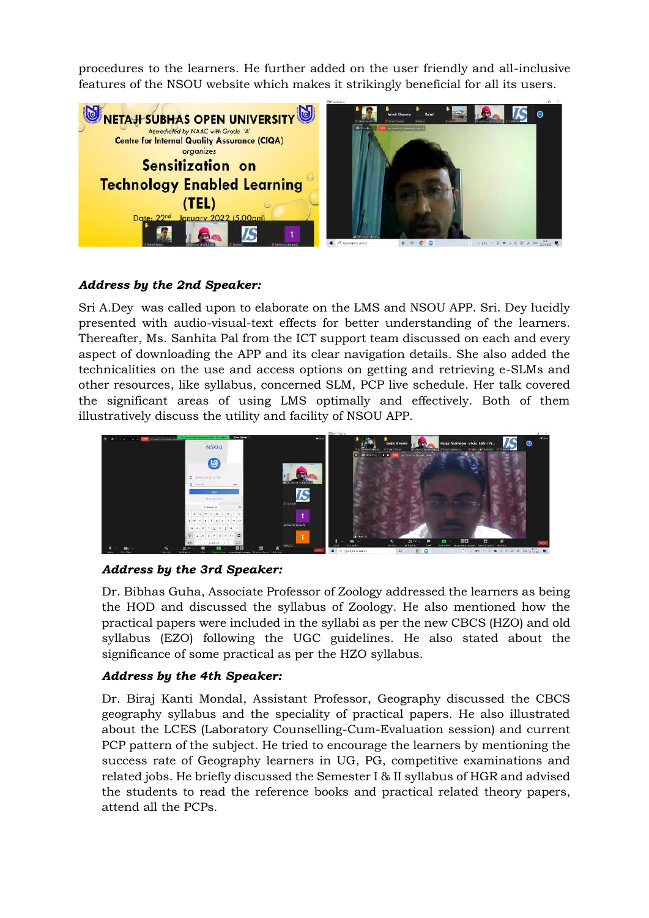procedures to the learners. He further added on the user friendly and all-inclusive features of the NSOU website which makes it strikingly beneficial for all its users.

***Address by the 2nd Speaker:***

Sri A.Dey was called upon to elaborate on the LMS and NSOU APP. Sri. Dey lucidly presented with audio-visual-text effects for better understanding of the learners. Thereafter, Ms. Sanhita Pal from the ICT support team discussed on each and every aspect of downloading the APP and its clear navigation details. She also added the technicalities on the use and access options on getting and retrieving e-SLMs and other resources, like syllabus, concerned SLM, PCP live schedule. Her talk covered the significant areas of using LMS optimally and effectively. Both of them illustratively discuss the utility and facility of NSOU APP.

***Address by the 3rd Speaker:***

Dr. Bibhas Guha, Associate Professor of Zoology addressed the learners as being the HOD and discussed the syllabus of Zoology. He also mentioned how the practical papers were included in the syllabi as per the new CBCS (HZO) and old syllabus (EZO) following the UGC guidelines. He also stated about the significance of some practical as per the HZO syllabus.

***Address by the 4th Speaker:***

Dr. Biraj Kanti Mondal, Assistant Professor, Geography discussed the CBCS geography syllabus and the speciality of practical papers. He also illustrated about the LCES (Laboratory Counselling-Cum-Evaluation session) and current PCP pattern of the subject. He tried to encourage the learners by mentioning the success rate of Geography learners in UG, PG, competitive examinations and related jobs. He briefly discussed the Semester I & II syllabus of HGR and advised the students to read the reference books and practical related theory papers, attend all the PCPs.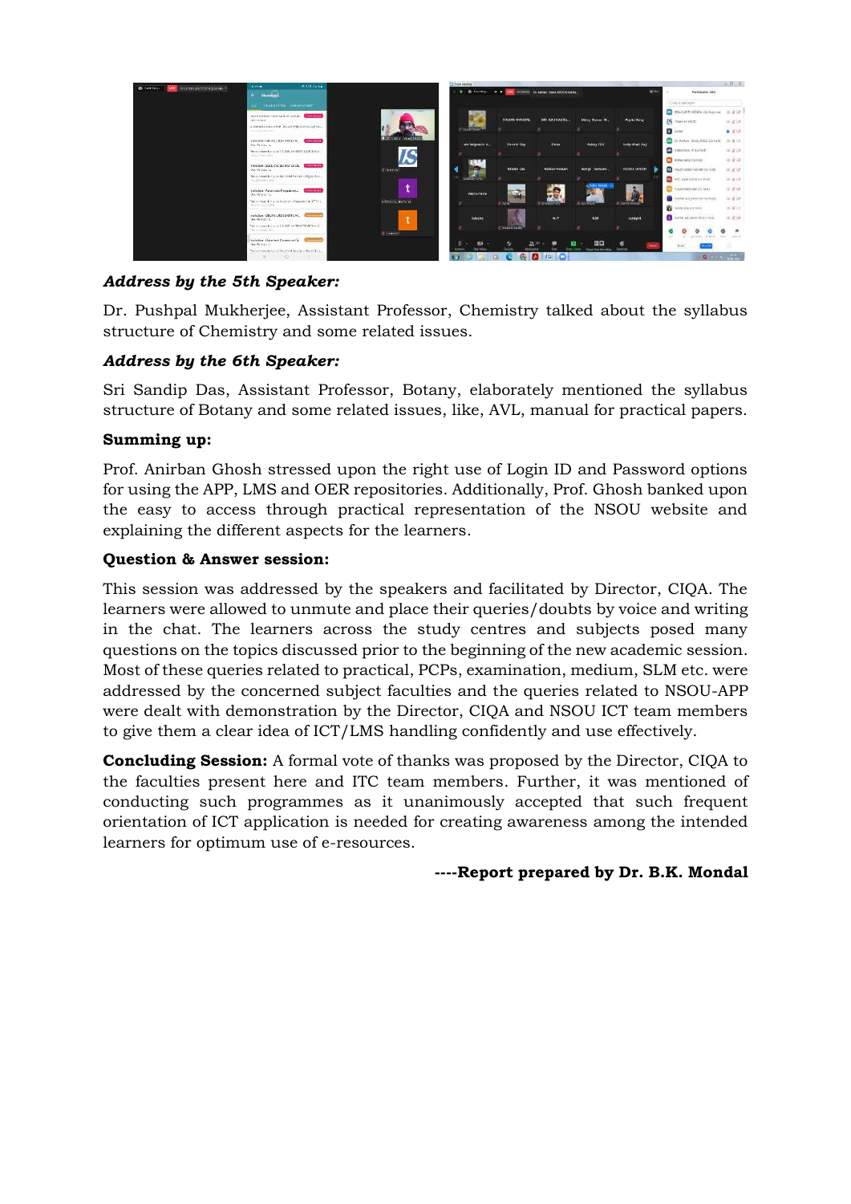***Address by the 5th Speaker:***

Dr. Pushpal Mukherjee, Assistant Professor, Chemistry talked about the syllabus structure of Chemistry and some related issues.

***Address by the 6th Speaker:***

Sri Sandip Das, Assistant Professor, Botany, elaborately mentioned the syllabus structure of Botany and some related issues, like, AVL, manual for practical papers.

**Summing up:**

Prof. Anirban Ghosh stressed upon the right use of Login ID and Password options for using the APP, LMS and OER repositories. Additionally, Prof. Ghosh banked upon the easy to access through practical representation of the NSOU website and explaining the different aspects for the learners.

**Question & Answer session:**

This session was addressed by the speakers and facilitated by Director, CIQA. The learners were allowed to unmute and place their queries/doubts by voice and writing in the chat. The learners across the study centres and subjects posed many questions on the topics discussed prior to the beginning of the new academic session. Most of these queries related to practical, PCPs, examination, medium, SLM etc. were addressed by the concerned subject faculties and the queries related to NSOU-APP were dealt with demonstration by the Director, CIQA and NSOU ICT team members to give them a clear idea of ICT/LMS handling confidently and use effectively.

**Concluding Session:** A formal vote of thanks was proposed by the Director, CIQA to the faculties present here and ITC team members. Further, it was mentioned of conducting such programmes as it unanimously accepted that such frequent orientation of ICT application is needed for creating awareness among the intended learners for optimum use of e-resources.

**----Report prepared by Dr. B.K. Mondal**